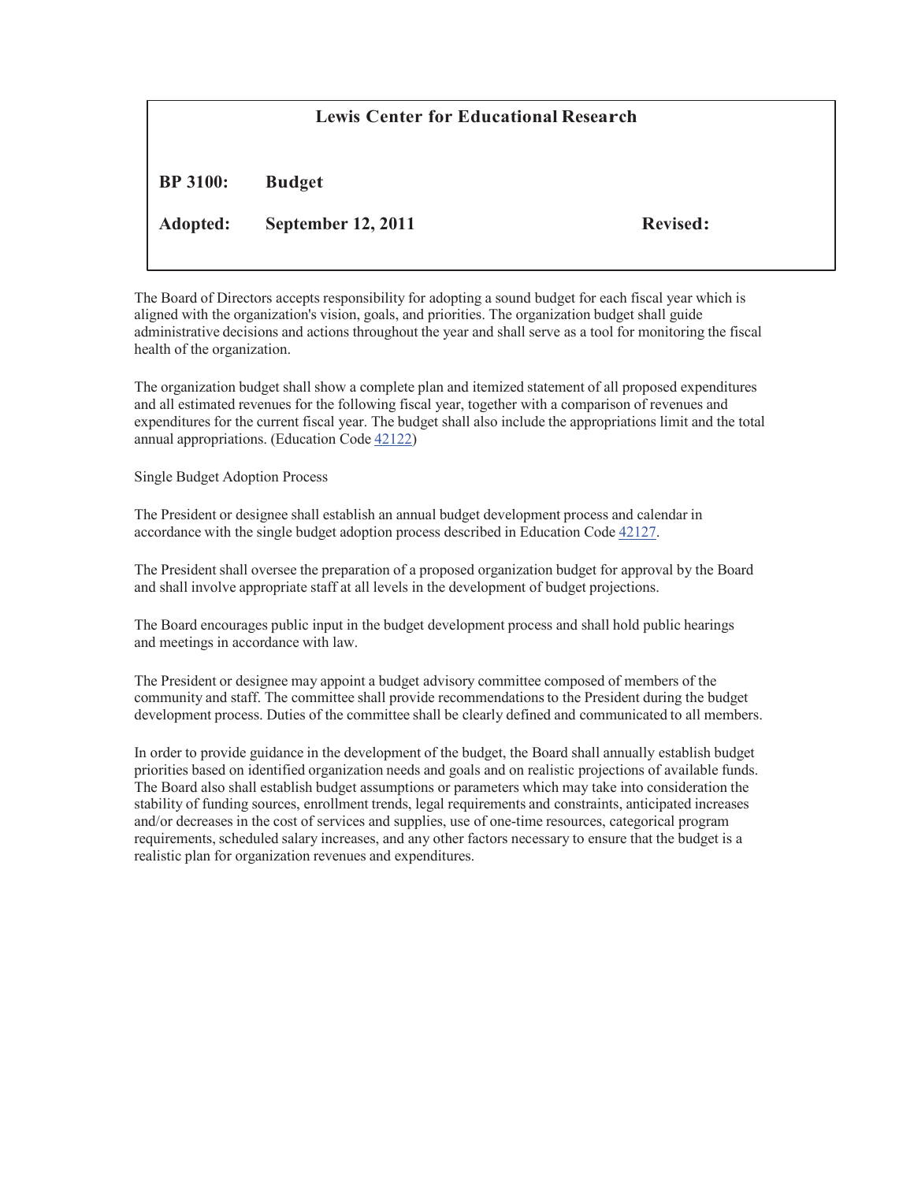**Lewis Center for Educational Research**

**BP 3100: Budget**

**Adopted: September 12, 2011** **Revised:**

The Board of Directors accepts responsibility for adopting a sound budget for each fiscal year which is aligned with the organization's vision, goals, and priorities. The organization budget shall guide administrative decisions and actions throughout the year and shall serve as a tool for monitoring the fiscal health of the organization.

The organization budget shall show a complete plan and itemized statement of all proposed expenditures and all estimated revenues for the following fiscal year, together with a comparison of revenues and expenditures for the current fiscal year. The budget shall also include the appropriations limit and the total annual appropriations. (Education Code 42122)

Single Budget Adoption Process

The President or designee shall establish an annual budget development process and calendar in accordance with the single budget adoption process described in Education Code 42127.

The President shall oversee the preparation of a proposed organization budget for approval by the Board and shall involve appropriate staff at all levels in the development of budget projections.

The Board encourages public input in the budget development process and shall hold public hearings and meetings in accordance with law.

The President or designee may appoint a budget advisory committee composed of members of the community and staff. The committee shall provide recommendations to the President during the budget development process. Duties of the committee shall be clearly defined and communicated to all members.

In order to provide guidance in the development of the budget, the Board shall annually establish budget priorities based on identified organization needs and goals and on realistic projections of available funds. The Board also shall establish budget assumptions or parameters which may take into consideration the stability of funding sources, enrollment trends, legal requirements and constraints, anticipated increases and/or decreases in the cost of services and supplies, use of one-time resources, categorical program requirements, scheduled salary increases, and any other factors necessary to ensure that the budget is a realistic plan for organization revenues and expenditures.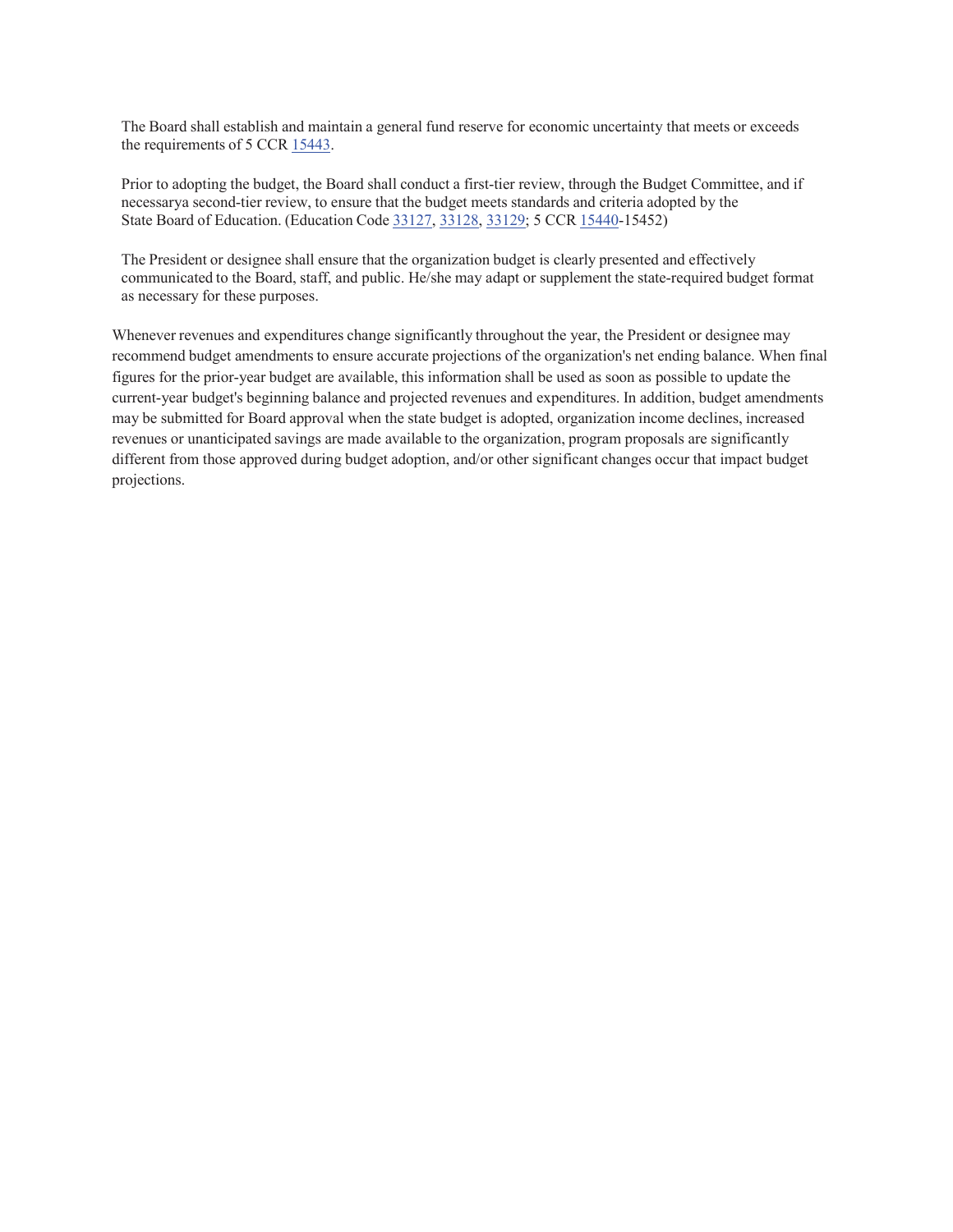The Board shall establish and maintain a general fund reserve for economic uncertainty that meets or exceeds the requirements of 5 CCR 15443.

Prior to adopting the budget, the Board shall conduct a first-tier review, through the Budget Committee, and if necessarya second-tier review, to ensure that the budget meets standards and criteria adopted by the State Board of Education. (Education Code 33127, 33128, 33129; 5 CCR 15440-15452)

The President or designee shall ensure that the organization budget is clearly presented and effectively communicated to the Board, staff, and public. He/she may adapt or supplement the state-required budget format as necessary for these purposes.

Whenever revenues and expenditures change significantly throughout the year, the President or designee may recommend budget amendments to ensure accurate projections of the organization's net ending balance. When final figures for the prior-year budget are available, this information shall be used as soon as possible to update the current-year budget's beginning balance and projected revenues and expenditures. In addition, budget amendments may be submitted for Board approval when the state budget is adopted, organization income declines, increased revenues or unanticipated savings are made available to the organization, program proposals are significantly different from those approved during budget adoption, and/or other significant changes occur that impact budget projections.